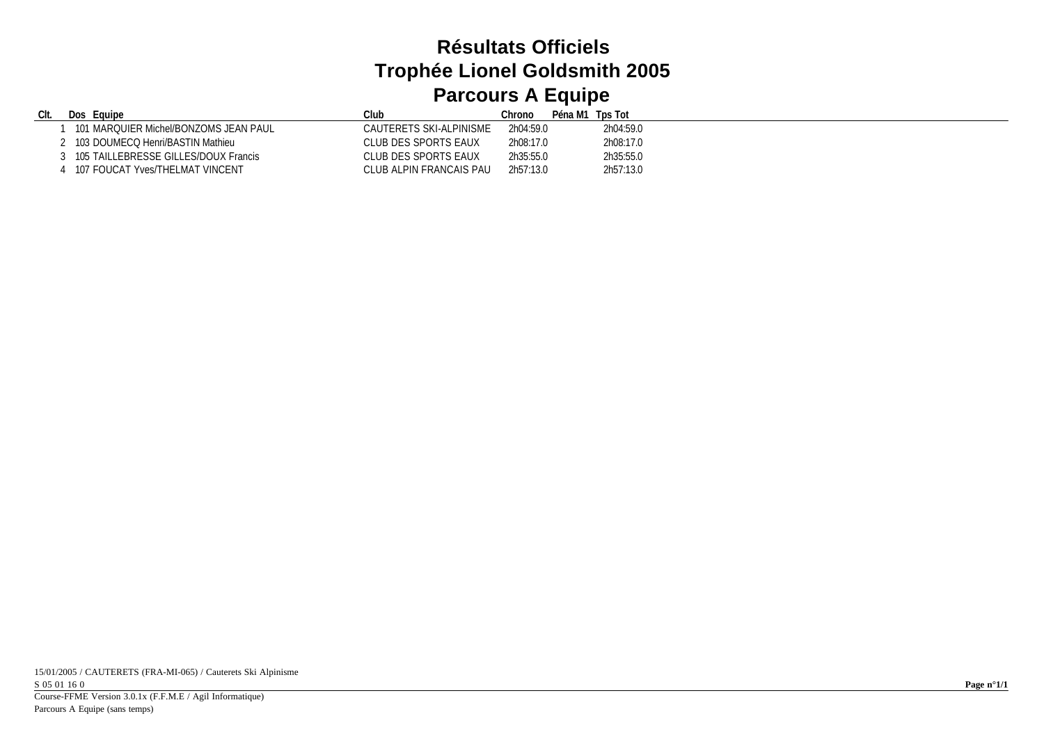# Résultats Officiels
# Trophée Lionel Goldsmith 2005
# Parcours A Equipe

| Clt. | Dos | Equipe | Club | Chrono | Péna M1 | Tps Tot |
|---|---|---|---|---|---|---|
| 1 | 101 | MARQUIER Michel/BONZOMS JEAN PAUL | CAUTERETS SKI-ALPINISME | 2h04:59.0 | | 2h04:59.0 |
| 2 | 103 | DOUMECQ Henri/BASTIN Mathieu | CLUB DES SPORTS EAUX | 2h08:17.0 | | 2h08:17.0 |
| 3 | 105 | TAILLEBRESSE GILLES/DOUX Francis | CLUB DES SPORTS EAUX | 2h35:55.0 | | 2h35:55.0 |
| 4 | 107 | FOUCAT Yves/THELMAT VINCENT | CLUB ALPIN FRANCAIS PAU | 2h57:13.0 | | 2h57:13.0 |

15/01/2005 / CAUTERETS (FRA-MI-065) / Cauterets Ski Alpinisme
S 05 01 16 0

Course-FFME Version 3.0.1x (F.F.M.E / Agil Informatique)
Parcours A Equipe (sans temps)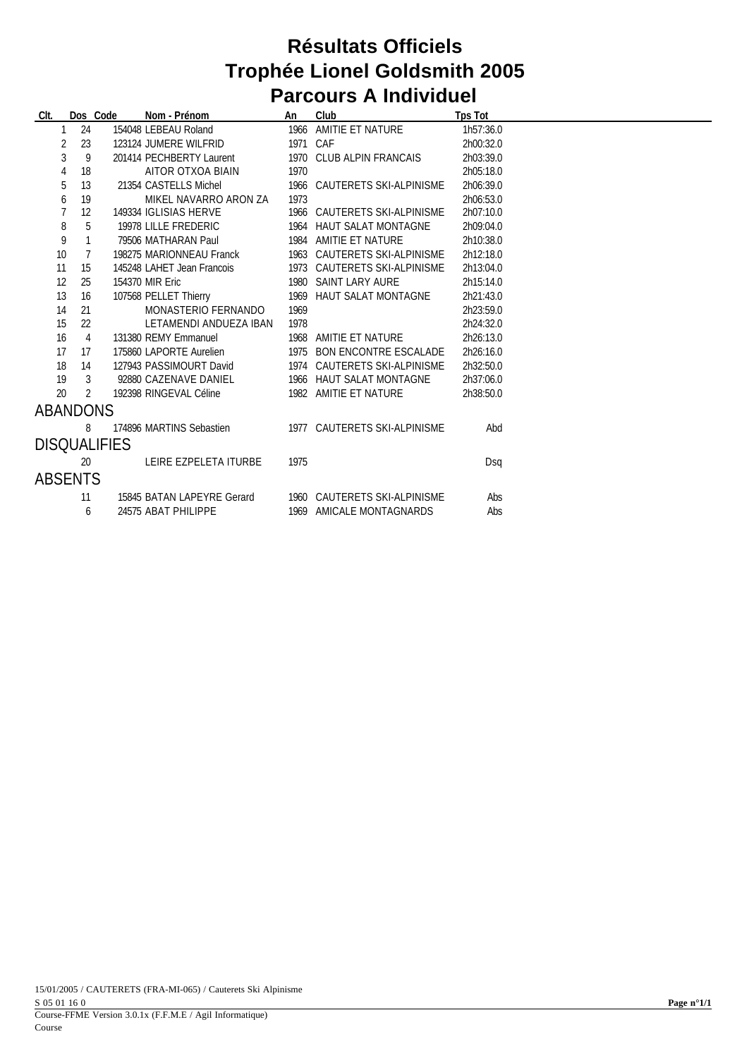# Résultats Officiels
# Trophée Lionel Goldsmith 2005
# Parcours A Individuel

| Clt. | Dos | Code | Nom - Prénom | An | Club | Tps Tot |
|---|---|---|---|---|---|---|
| 1 | 24 | 154048 | LEBEAU Roland | 1966 | AMITIE ET NATURE | 1h57:36.0 |
| 2 | 23 | 123124 | JUMERE WILFRID | 1971 | CAF | 2h00:32.0 |
| 3 | 9 | 201414 | PECHBERTY Laurent | 1970 | CLUB ALPIN FRANCAIS | 2h03:39.0 |
| 4 | 18 | | AITOR OTXOA BIAIN | 1970 | | 2h05:18.0 |
| 5 | 13 | 21354 | CASTELLS Michel | 1966 | CAUTERETS SKI-ALPINISME | 2h06:39.0 |
| 6 | 19 | | MIKEL NAVARRO ARON ZA | 1973 | | 2h06:53.0 |
| 7 | 12 | 149334 | IGLISIAS HERVE | 1966 | CAUTERETS SKI-ALPINISME | 2h07:10.0 |
| 8 | 5 | 19978 | LILLE FREDERIC | 1964 | HAUT SALAT MONTAGNE | 2h09:04.0 |
| 9 | 1 | 79506 | MATHARAN Paul | 1984 | AMITIE ET NATURE | 2h10:38.0 |
| 10 | 7 | 198275 | MARIONNEAU Franck | 1963 | CAUTERETS SKI-ALPINISME | 2h12:18.0 |
| 11 | 15 | 145248 | LAHET Jean Francois | 1973 | CAUTERETS SKI-ALPINISME | 2h13:04.0 |
| 12 | 25 | 154370 | MIR Eric | 1980 | SAINT LARY AURE | 2h15:14.0 |
| 13 | 16 | 107568 | PELLET Thierry | 1969 | HAUT SALAT MONTAGNE | 2h21:43.0 |
| 14 | 21 | | MONASTERIO FERNANDO | 1969 | | 2h23:59.0 |
| 15 | 22 | | LETAMENDI ANDUEZA IBAN | 1978 | | 2h24:32.0 |
| 16 | 4 | 131380 | REMY Emmanuel | 1968 | AMITIE ET NATURE | 2h26:13.0 |
| 17 | 17 | 175860 | LAPORTE Aurelien | 1975 | BON ENCONTRE ESCALADE | 2h26:16.0 |
| 18 | 14 | 127943 | PASSIMOURT David | 1974 | CAUTERETS SKI-ALPINISME | 2h32:50.0 |
| 19 | 3 | 92880 | CAZENAVE DANIEL | 1966 | HAUT SALAT MONTAGNE | 2h37:06.0 |
| 20 | 2 | 192398 | RINGEVAL Céline | 1982 | AMITIE ET NATURE | 2h38:50.0 |

## ABANDONS

| Clt. | Dos | Code | Nom - Prénom | An | Club | Tps Tot |
|---|---|---|---|---|---|---|
| | 8 | 174896 | MARTINS Sebastien | 1977 | CAUTERETS SKI-ALPINISME | Abd |

## DISQUALIFIES

| Clt. | Dos | Code | Nom - Prénom | An | Club | Tps Tot |
|---|---|---|---|---|---|---|
| | 20 | | LEIRE EZPELETA ITURBE | 1975 | | Dsq |

## ABSENTS

| Clt. | Dos | Code | Nom - Prénom | An | Club | Tps Tot |
|---|---|---|---|---|---|---|
| | 11 | 15845 | BATAN LAPEYRE Gerard | 1960 | CAUTERETS SKI-ALPINISME | Abs |
| | 6 | 24575 | ABAT PHILIPPE | 1969 | AMICALE MONTAGNARDS | Abs |

15/01/2005 / CAUTERETS (FRA-MI-065) / Cauterets Ski Alpinisme

S 05 01 16 0

Course-FFME Version 3.0.1x (F.F.M.E / Agil Informatique)

Course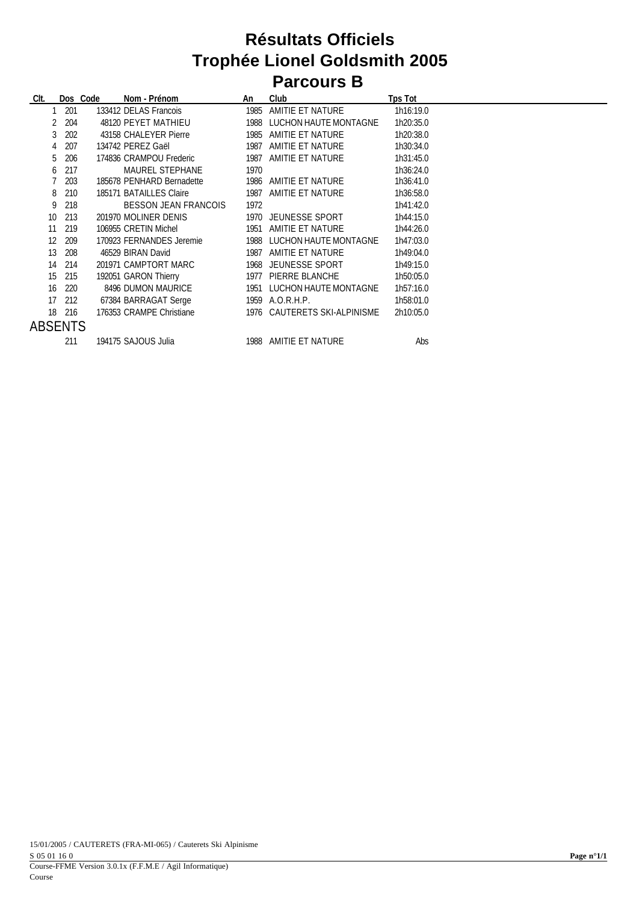# Résultats Officiels
# Trophée Lionel Goldsmith 2005
# Parcours B

| Clt. | Dos | Code | Nom - Prénom | An | Club | Tps Tot |
|---|---|---|---|---|---|---|
| 1 | 201 | 133412 | DELAS Francois | 1985 | AMITIE ET NATURE | 1h16:19.0 |
| 2 | 204 | 48120 | PEYET MATHIEU | 1988 | LUCHON HAUTE MONTAGNE | 1h20:35.0 |
| 3 | 202 | 43158 | CHALEYER Pierre | 1985 | AMITIE ET NATURE | 1h20:38.0 |
| 4 | 207 | 134742 | PEREZ Gaël | 1987 | AMITIE ET NATURE | 1h30:34.0 |
| 5 | 206 | 174836 | CRAMPOU Frederic | 1987 | AMITIE ET NATURE | 1h31:45.0 |
| 6 | 217 | | MAUREL STEPHANE | 1970 | | 1h36:24.0 |
| 7 | 203 | 185678 | PENHARD Bernadette | 1986 | AMITIE ET NATURE | 1h36:41.0 |
| 8 | 210 | 185171 | BATAILLES Claire | 1987 | AMITIE ET NATURE | 1h36:58.0 |
| 9 | 218 | | BESSON JEAN FRANCOIS | 1972 | | 1h41:42.0 |
| 10 | 213 | 201970 | MOLINER DENIS | 1970 | JEUNESSE SPORT | 1h44:15.0 |
| 11 | 219 | 106955 | CRETIN Michel | 1951 | AMITIE ET NATURE | 1h44:26.0 |
| 12 | 209 | 170923 | FERNANDES Jeremie | 1988 | LUCHON HAUTE MONTAGNE | 1h47:03.0 |
| 13 | 208 | 46529 | BIRAN David | 1987 | AMITIE ET NATURE | 1h49:04.0 |
| 14 | 214 | 201971 | CAMPTORT MARC | 1968 | JEUNESSE SPORT | 1h49:15.0 |
| 15 | 215 | 192051 | GARON Thierry | 1977 | PIERRE BLANCHE | 1h50:05.0 |
| 16 | 220 | 8496 | DUMON MAURICE | 1951 | LUCHON HAUTE MONTAGNE | 1h57:16.0 |
| 17 | 212 | 67384 | BARRAGAT Serge | 1959 | A.O.R.H.P. | 1h58:01.0 |
| 18 | 216 | 176353 | CRAMPE Christiane | 1976 | CAUTERETS SKI-ALPINISME | 2h10:05.0 |
| ABSENTS | | | | | | |
| | 211 | 194175 | SAJOUS Julia | 1988 | AMITIE ET NATURE | Abs |

15/01/2005 / CAUTERETS (FRA-MI-065) / Cauterets Ski Alpinisme
S 05 01 16 0

Course-FFME Version 3.0.1x (F.F.M.E / Agil Informatique)
Course